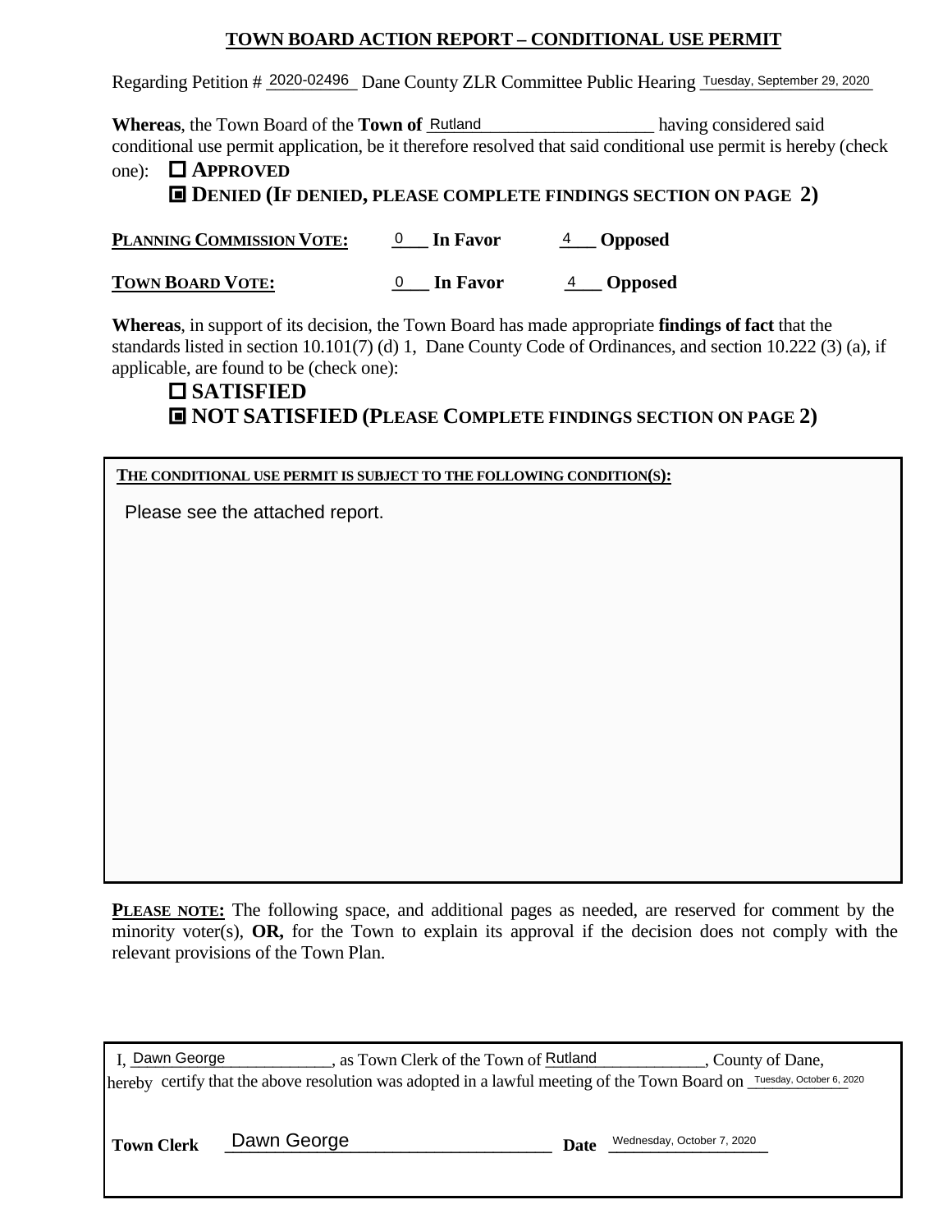## TOWN BOARD ACTION REPORT – CONDITIONAL USE PERMIT

Regarding Petition # 2020-02496 Dane County ZLR Committee Public Hearing Tuesday, September 29, 2020

**Whereas**, the Town Board of the **Town of** Rutland having considered said conditional use permit application, be it therefore resolved that said conditional use permit is hereby (check one):

☐ **APPROVED**

▣ **DENIED (IF DENIED, PLEASE COMPLETE FINDINGS SECTION ON PAGE 2)**

| | | |
|---|---|---|
| **PLANNING COMMISSION VOTE:** | 0 **In Favor** | 4 **Opposed** |
| **TOWN BOARD VOTE:** | 0 **In Favor** | 4 **Opposed** |

**Whereas**, in support of its decision, the Town Board has made appropriate **findings of fact** that the standards listed in section 10.101(7) (d) 1, Dane County Code of Ordinances, and section 10.222 (3) (a), if applicable, are found to be (check one):

☐ **SATISFIED**

▣ **NOT SATISFIED (PLEASE COMPLETE FINDINGS SECTION ON PAGE 2)**

**THE CONDITIONAL USE PERMIT IS SUBJECT TO THE FOLLOWING CONDITION(S):**

Please see the attached report.

**PLEASE NOTE:** The following space, and additional pages as needed, are reserved for comment by the minority voter(s), **OR,** for the Town to explain its approval if the decision does not comply with the relevant provisions of the Town Plan.

I, Dawn George, as Town Clerk of the Town of Rutland, County of Dane, hereby certify that the above resolution was adopted in a lawful meeting of the Town Board on Tuesday, October 6, 2020

**Town Clerk** Dawn George **Date** Wednesday, October 7, 2020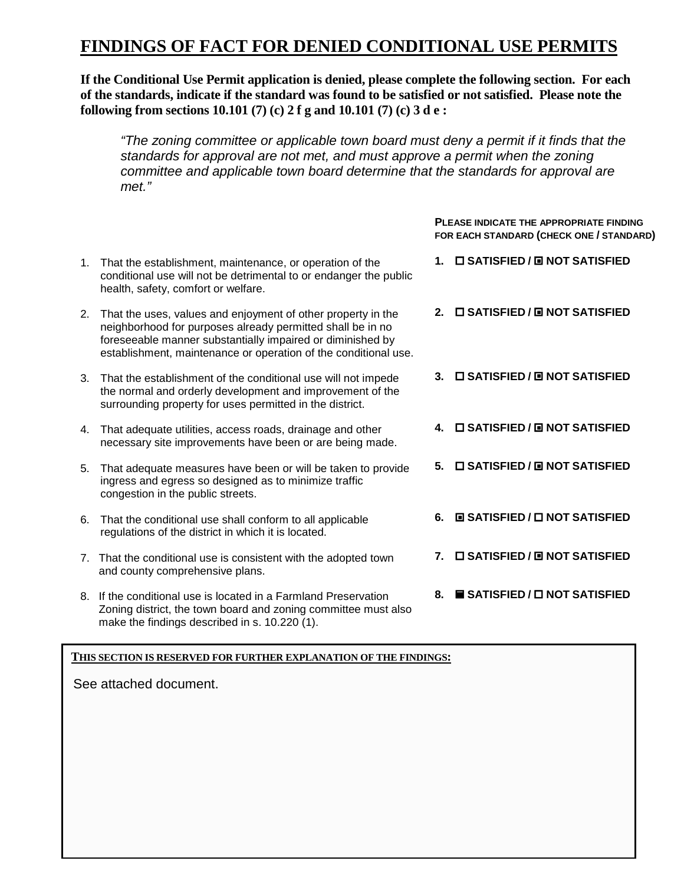# FINDINGS OF FACT FOR DENIED CONDITIONAL USE PERMITS

**If the Conditional Use Permit application is denied, please complete the following section. For each of the standards, indicate if the standard was found to be satisfied or not satisfied. Please note the following from sections 10.101 (7) (c) 2 f g and 10.101 (7) (c) 3 d e :**

> *"The zoning committee or applicable town board must deny a permit if it finds that the standards for approval are not met, and must approve a permit when the zoning committee and applicable town board determine that the standards for approval are met."*

| Standard | PLEASE INDICATE THE APPROPRIATE FINDING FOR EACH STANDARD (CHECK ONE / STANDARD) |
|---|---|
| 1. That the establishment, maintenance, or operation of the conditional use will not be detrimental to or endanger the public health, safety, comfort or welfare. | **1. ☐ SATISFIED / ▣ NOT SATISFIED** |
| 2. That the uses, values and enjoyment of other property in the neighborhood for purposes already permitted shall be in no foreseeable manner substantially impaired or diminished by establishment, maintenance or operation of the conditional use. | **2. ☐ SATISFIED / ▣ NOT SATISFIED** |
| 3. That the establishment of the conditional use will not impede the normal and orderly development and improvement of the surrounding property for uses permitted in the district. | **3. ☐ SATISFIED / ▣ NOT SATISFIED** |
| 4. That adequate utilities, access roads, drainage and other necessary site improvements have been or are being made. | **4. ☐ SATISFIED / ▣ NOT SATISFIED** |
| 5. That adequate measures have been or will be taken to provide ingress and egress so designed as to minimize traffic congestion in the public streets. | **5. ☐ SATISFIED / ▣ NOT SATISFIED** |
| 6. That the conditional use shall conform to all applicable regulations of the district in which it is located. | **6. ▣ SATISFIED / ☐ NOT SATISFIED** |
| 7. That the conditional use is consistent with the adopted town and county comprehensive plans. | **7. ☐ SATISFIED / ▣ NOT SATISFIED** |
| 8. If the conditional use is located in a Farmland Preservation Zoning district, the town board and zoning committee must also make the findings described in s. 10.220 (1). | **8. ■ SATISFIED / ☐ NOT SATISFIED** |

**THIS SECTION IS RESERVED FOR FURTHER EXPLANATION OF THE FINDINGS:**

See attached document.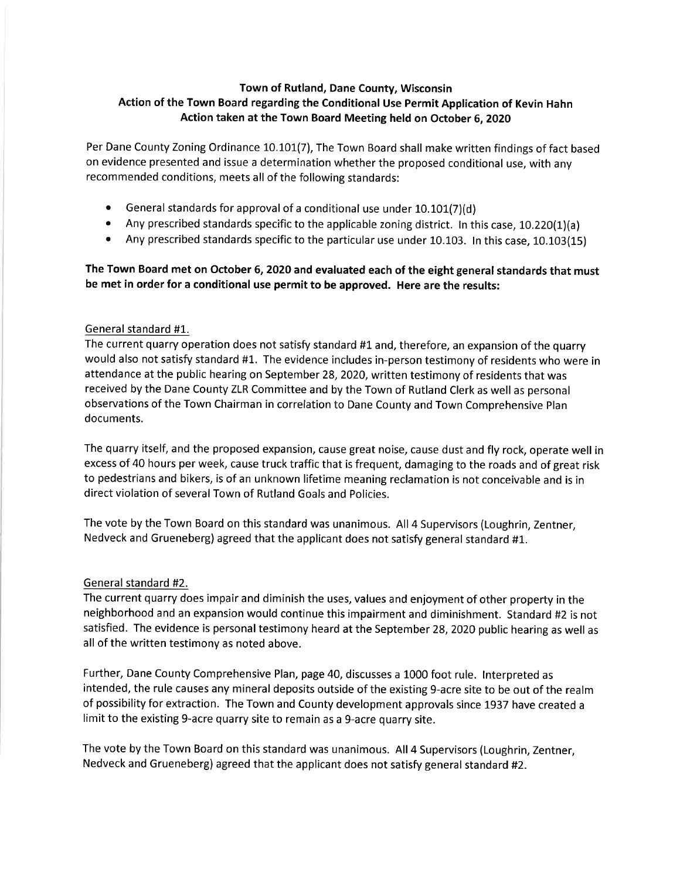**Town of Rutland, Dane County, Wisconsin**
**Action of the Town Board regarding the Conditional Use Permit Application of Kevin Hahn**
**Action taken at the Town Board Meeting held on October 6, 2020**

Per Dane County Zoning Ordinance 10.101(7), The Town Board shall make written findings of fact based on evidence presented and issue a determination whether the proposed conditional use, with any recommended conditions, meets all of the following standards:

- General standards for approval of a conditional use under 10.101(7)(d)
- Any prescribed standards specific to the applicable zoning district. In this case, 10.220(1)(a)
- Any prescribed standards specific to the particular use under 10.103. In this case, 10.103(15)

**The Town Board met on October 6, 2020 and evaluated each of the eight general standards that must be met in order for a conditional use permit to be approved. Here are the results:**

General standard #1.

The current quarry operation does not satisfy standard #1 and, therefore, an expansion of the quarry would also not satisfy standard #1. The evidence includes in-person testimony of residents who were in attendance at the public hearing on September 28, 2020, written testimony of residents that was received by the Dane County ZLR Committee and by the Town of Rutland Clerk as well as personal observations of the Town Chairman in correlation to Dane County and Town Comprehensive Plan documents.

The quarry itself, and the proposed expansion, cause great noise, cause dust and fly rock, operate well in excess of 40 hours per week, cause truck traffic that is frequent, damaging to the roads and of great risk to pedestrians and bikers, is of an unknown lifetime meaning reclamation is not conceivable and is in direct violation of several Town of Rutland Goals and Policies.

The vote by the Town Board on this standard was unanimous. All 4 Supervisors (Loughrin, Zentner, Nedveck and Grueneberg) agreed that the applicant does not satisfy general standard #1.

General standard #2.

The current quarry does impair and diminish the uses, values and enjoyment of other property in the neighborhood and an expansion would continue this impairment and diminishment. Standard #2 is not satisfied. The evidence is personal testimony heard at the September 28, 2020 public hearing as well as all of the written testimony as noted above.

Further, Dane County Comprehensive Plan, page 40, discusses a 1000 foot rule. Interpreted as intended, the rule causes any mineral deposits outside of the existing 9-acre site to be out of the realm of possibility for extraction. The Town and County development approvals since 1937 have created a limit to the existing 9-acre quarry site to remain as a 9-acre quarry site.

The vote by the Town Board on this standard was unanimous. All 4 Supervisors (Loughrin, Zentner, Nedveck and Grueneberg) agreed that the applicant does not satisfy general standard #2.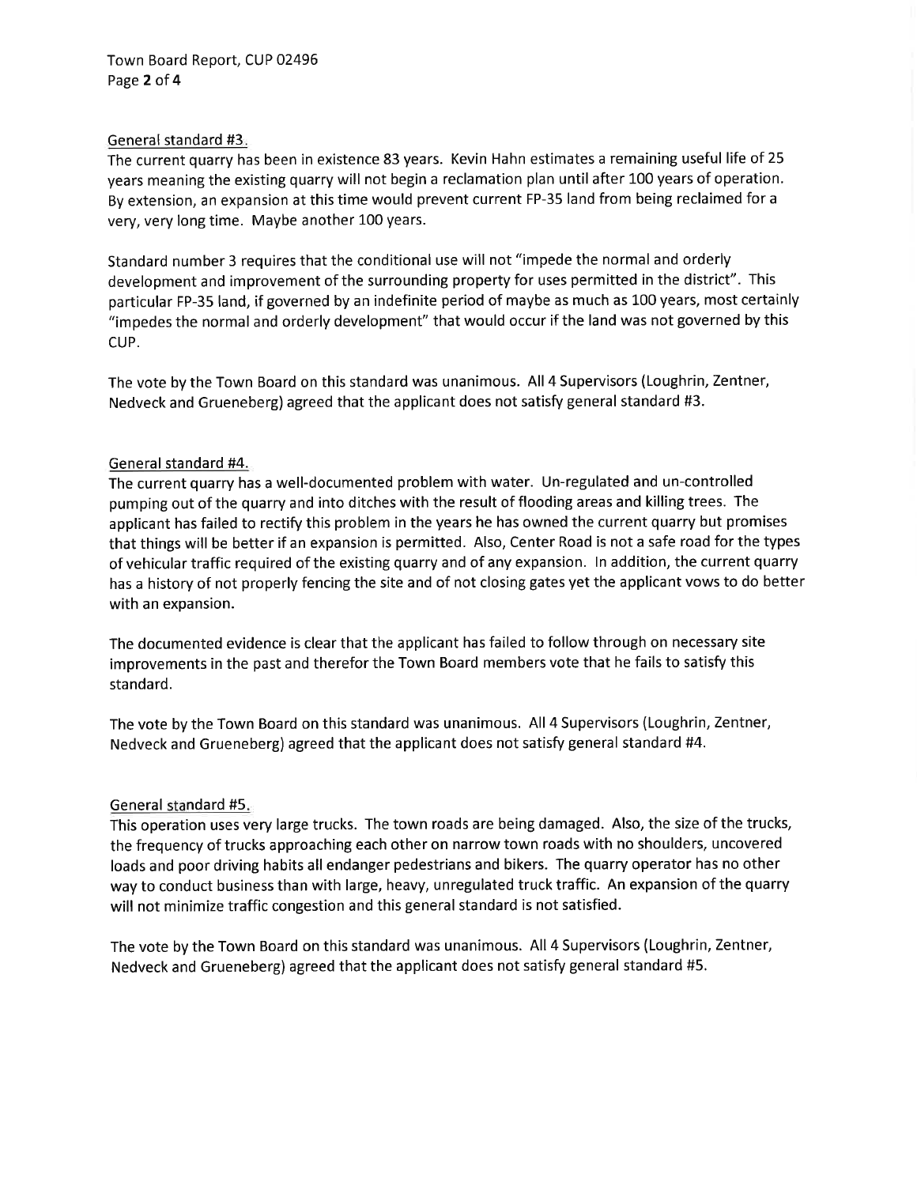General standard #3.

The current quarry has been in existence 83 years. Kevin Hahn estimates a remaining useful life of 25 years meaning the existing quarry will not begin a reclamation plan until after 100 years of operation. By extension, an expansion at this time would prevent current FP-35 land from being reclaimed for a very, very long time. Maybe another 100 years.

Standard number 3 requires that the conditional use will not "impede the normal and orderly development and improvement of the surrounding property for uses permitted in the district". This particular FP-35 land, if governed by an indefinite period of maybe as much as 100 years, most certainly "impedes the normal and orderly development" that would occur if the land was not governed by this CUP.

The vote by the Town Board on this standard was unanimous. All 4 Supervisors (Loughrin, Zentner, Nedveck and Grueneberg) agreed that the applicant does not satisfy general standard #3.

General standard #4.

The current quarry has a well-documented problem with water. Un-regulated and un-controlled pumping out of the quarry and into ditches with the result of flooding areas and killing trees. The applicant has failed to rectify this problem in the years he has owned the current quarry but promises that things will be better if an expansion is permitted. Also, Center Road is not a safe road for the types of vehicular traffic required of the existing quarry and of any expansion. In addition, the current quarry has a history of not properly fencing the site and of not closing gates yet the applicant vows to do better with an expansion.

The documented evidence is clear that the applicant has failed to follow through on necessary site improvements in the past and therefor the Town Board members vote that he fails to satisfy this standard.

The vote by the Town Board on this standard was unanimous. All 4 Supervisors (Loughrin, Zentner, Nedveck and Grueneberg) agreed that the applicant does not satisfy general standard #4.

General standard #5.

This operation uses very large trucks. The town roads are being damaged. Also, the size of the trucks, the frequency of trucks approaching each other on narrow town roads with no shoulders, uncovered loads and poor driving habits all endanger pedestrians and bikers. The quarry operator has no other way to conduct business than with large, heavy, unregulated truck traffic. An expansion of the quarry will not minimize traffic congestion and this general standard is not satisfied.

The vote by the Town Board on this standard was unanimous. All 4 Supervisors (Loughrin, Zentner, Nedveck and Grueneberg) agreed that the applicant does not satisfy general standard #5.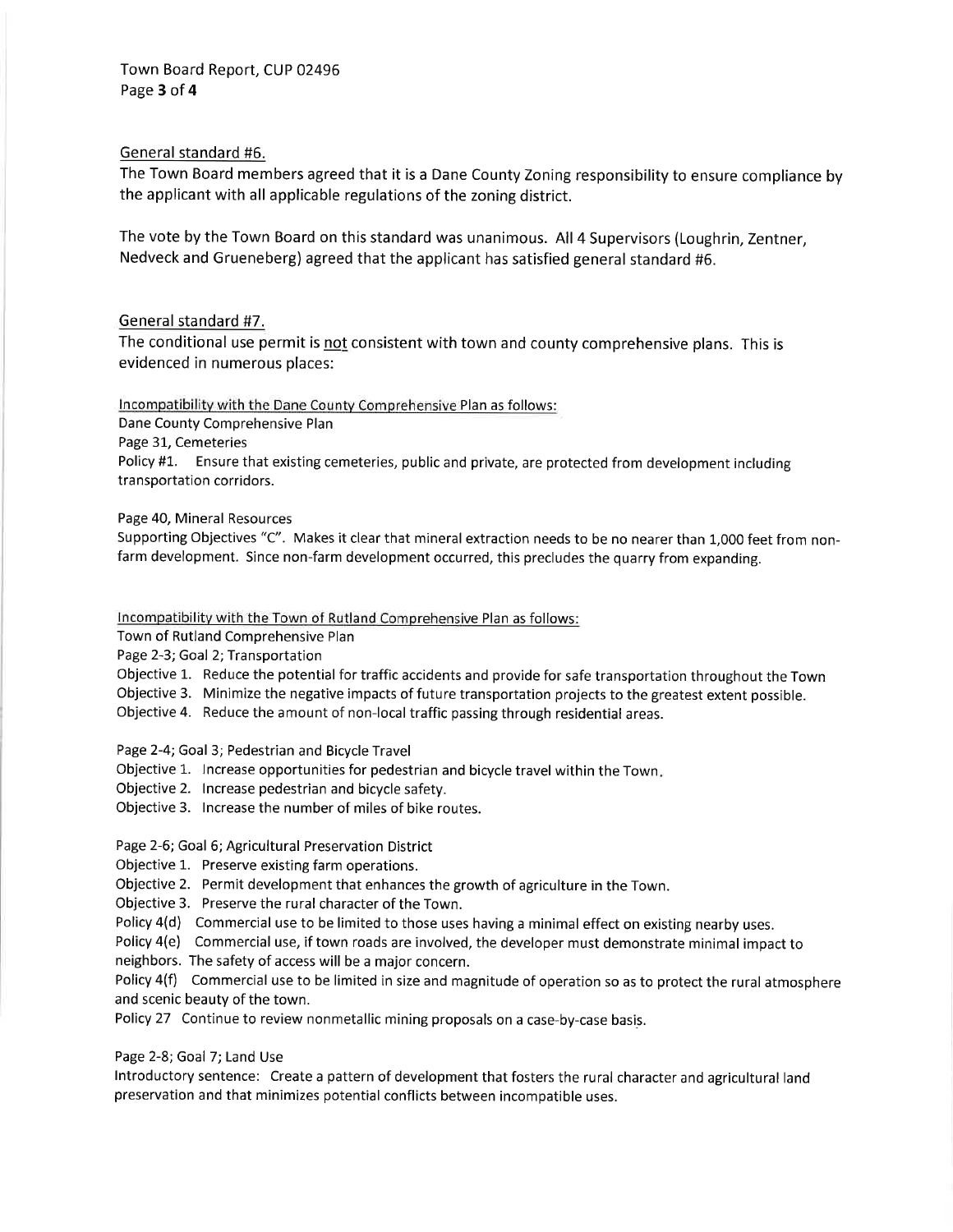General standard #6.

The Town Board members agreed that it is a Dane County Zoning responsibility to ensure compliance by the applicant with all applicable regulations of the zoning district.

The vote by the Town Board on this standard was unanimous. All 4 Supervisors (Loughrin, Zentner, Nedveck and Grueneberg) agreed that the applicant has satisfied general standard #6.

General standard #7.

The conditional use permit is not consistent with town and county comprehensive plans. This is evidenced in numerous places:

Incompatibility with the Dane County Comprehensive Plan as follows:

Dane County Comprehensive Plan
Page 31, Cemeteries
Policy #1. Ensure that existing cemeteries, public and private, are protected from development including transportation corridors.

Page 40, Mineral Resources
Supporting Objectives "C". Makes it clear that mineral extraction needs to be no nearer than 1,000 feet from non-farm development. Since non-farm development occurred, this precludes the quarry from expanding.

Incompatibility with the Town of Rutland Comprehensive Plan as follows:

Town of Rutland Comprehensive Plan
Page 2-3; Goal 2; Transportation
Objective 1. Reduce the potential for traffic accidents and provide for safe transportation throughout the Town
Objective 3. Minimize the negative impacts of future transportation projects to the greatest extent possible.
Objective 4. Reduce the amount of non-local traffic passing through residential areas.

Page 2-4; Goal 3; Pedestrian and Bicycle Travel
Objective 1. Increase opportunities for pedestrian and bicycle travel within the Town.
Objective 2. Increase pedestrian and bicycle safety.
Objective 3. Increase the number of miles of bike routes.

Page 2-6; Goal 6; Agricultural Preservation District
Objective 1. Preserve existing farm operations.
Objective 2. Permit development that enhances the growth of agriculture in the Town.
Objective 3. Preserve the rural character of the Town.
Policy 4(d) Commercial use to be limited to those uses having a minimal effect on existing nearby uses.
Policy 4(e) Commercial use, if town roads are involved, the developer must demonstrate minimal impact to neighbors. The safety of access will be a major concern.
Policy 4(f) Commercial use to be limited in size and magnitude of operation so as to protect the rural atmosphere and scenic beauty of the town.
Policy 27 Continue to review nonmetallic mining proposals on a case-by-case basis.

Page 2-8; Goal 7; Land Use
Introductory sentence: Create a pattern of development that fosters the rural character and agricultural land preservation and that minimizes potential conflicts between incompatible uses.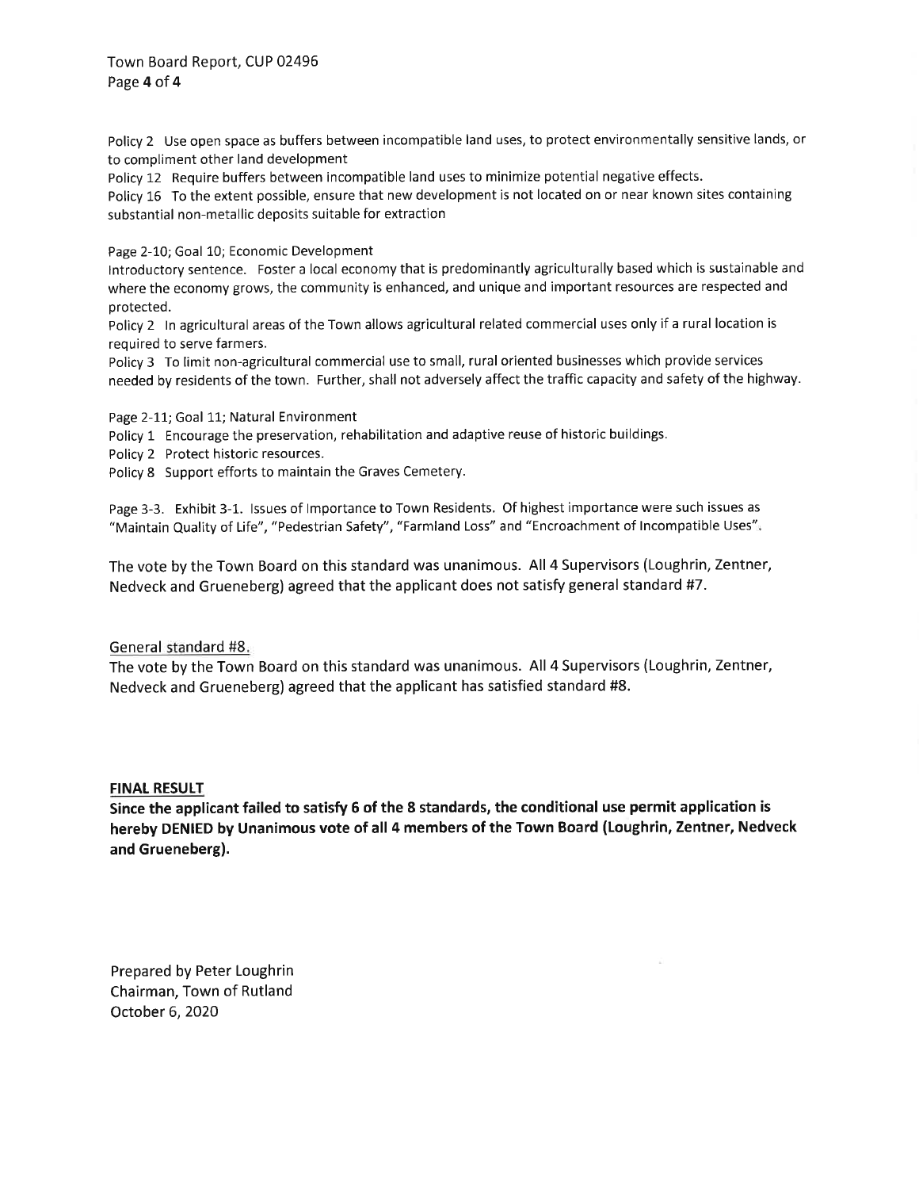Policy 2 Use open space as buffers between incompatible land uses, to protect environmentally sensitive lands, or to compliment other land development

Policy 12 Require buffers between incompatible land uses to minimize potential negative effects.

Policy 16 To the extent possible, ensure that new development is not located on or near known sites containing substantial non-metallic deposits suitable for extraction

Page 2-10; Goal 10; Economic Development

Introductory sentence. Foster a local economy that is predominantly agriculturally based which is sustainable and where the economy grows, the community is enhanced, and unique and important resources are respected and protected.

Policy 2 In agricultural areas of the Town allows agricultural related commercial uses only if a rural location is required to serve farmers.

Policy 3 To limit non-agricultural commercial use to small, rural oriented businesses which provide services needed by residents of the town. Further, shall not adversely affect the traffic capacity and safety of the highway.

Page 2-11; Goal 11; Natural Environment

Policy 1 Encourage the preservation, rehabilitation and adaptive reuse of historic buildings.

Policy 2 Protect historic resources.

Policy 8 Support efforts to maintain the Graves Cemetery.

Page 3-3. Exhibit 3-1. Issues of Importance to Town Residents. Of highest importance were such issues as "Maintain Quality of Life", "Pedestrian Safety", "Farmland Loss" and "Encroachment of Incompatible Uses".

The vote by the Town Board on this standard was unanimous. All 4 Supervisors (Loughrin, Zentner, Nedveck and Grueneberg) agreed that the applicant does not satisfy general standard #7.

<u>General standard #8.</u>

The vote by the Town Board on this standard was unanimous. All 4 Supervisors (Loughrin, Zentner, Nedveck and Grueneberg) agreed that the applicant has satisfied standard #8.

**<u>FINAL RESULT</u>**

**Since the applicant failed to satisfy 6 of the 8 standards, the conditional use permit application is hereby DENIED by Unanimous vote of all 4 members of the Town Board (Loughrin, Zentner, Nedveck and Grueneberg).**

Prepared by Peter Loughrin
Chairman, Town of Rutland
October 6, 2020